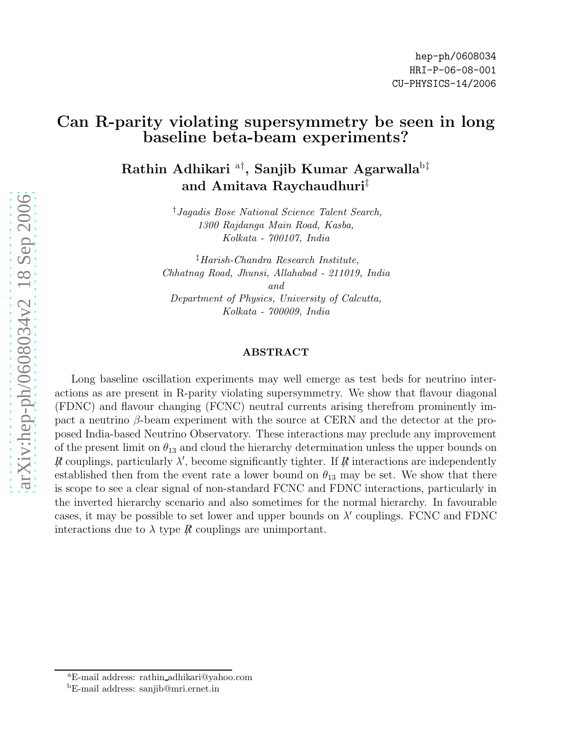hep-ph/0608034
HRI-P-06-08-001
CU-PHYSICS-14/2006

# Can R-parity violating supersymmetry be seen in long baseline beta-beam experiments?

**Rathin Adhikari [a]†, Sanjib Kumar Agarwalla[b]‡ and Amitava Raychaudhuri‡**

†*Jagadis Bose National Science Talent Search, 1300 Rajdanga Main Road, Kasba, Kolkata - 700107, India*

‡*Harish-Chandra Research Institute, Chhatnag Road, Jhunsi, Allahabad - 211019, India and Department of Physics, University of Calcutta, Kolkata - 700009, India*

## ABSTRACT

Long baseline oscillation experiments may well emerge as test beds for neutrino interactions as are present in R-parity violating supersymmetry. We show that flavour diagonal (FDNC) and flavour changing (FCNC) neutral currents arising therefrom prominently impact a neutrino $\beta$-beam experiment with the source at CERN and the detector at the proposed India-based Neutrino Observatory. These interactions may preclude any improvement of the present limit on $\theta_{13}$ and cloud the hierarchy determination unless the upper bounds on $\not{R}$ couplings, particularly $\lambda'$, become significantly tighter. If $\not{R}$ interactions are independently established then from the event rate a lower bound on $\theta_{13}$ may be set. We show that there is scope to see a clear signal of non-standard FCNC and FDNC interactions, particularly in the inverted hierarchy scenario and also sometimes for the normal hierarchy. In favourable cases, it may be possible to set lower and upper bounds on $\lambda'$ couplings. FCNC and FDNC interactions due to $\lambda$ type $\not{R}$ couplings are unimportant.

[a] E-mail address: rathin_adhikari@yahoo.com
[b] E-mail address: sanjib@mri.ernet.in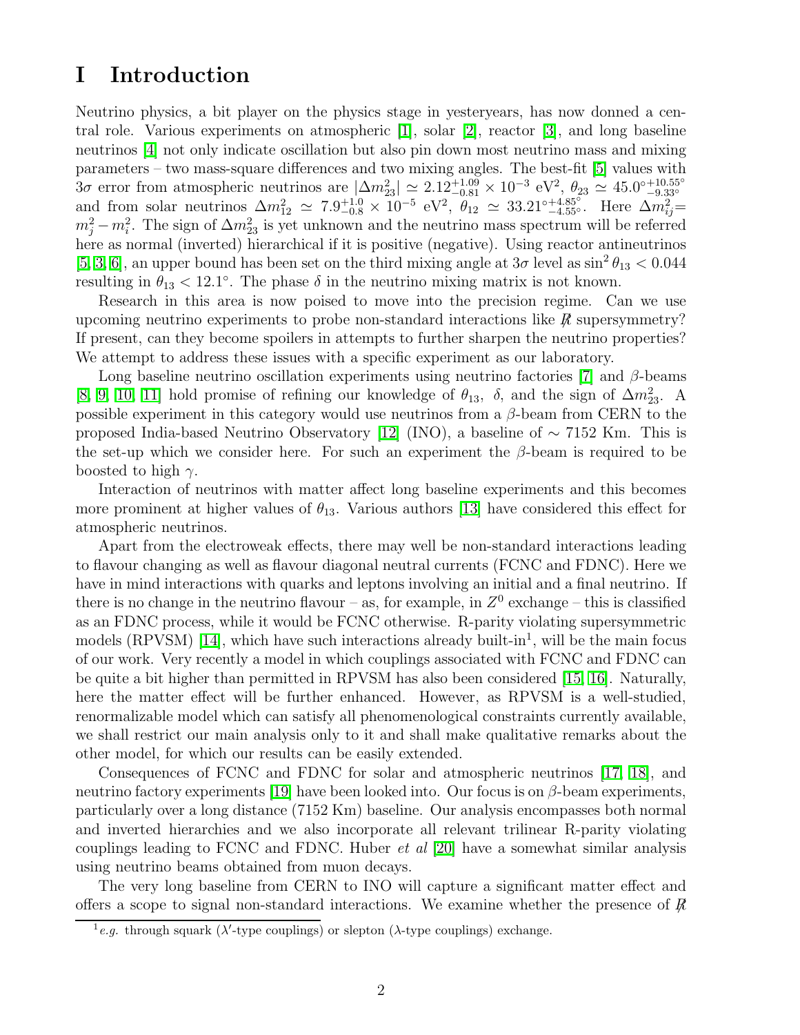# I Introduction

Neutrino physics, a bit player on the physics stage in yesteryears, has now donned a central role. Various experiments on atmospheric [1], solar [2], reactor [3], and long baseline neutrinos [4] not only indicate oscillation but also pin down most neutrino mass and mixing parameters – two mass-square differences and two mixing angles. The best-fit [5] values with $3\sigma$ error from atmospheric neutrinos are $|\Delta m^2_{23}| \simeq 2.12^{+1.09}_{-0.81} \times 10^{-3}$ eV$^2$, $\theta_{23} \simeq 45.0^{\circ}{}^{+10.55^{\circ}}_{-9.33^{\circ}}$ and from solar neutrinos $\Delta m^2_{12} \simeq 7.9^{+1.0}_{-0.8} \times 10^{-5}$ eV$^2$, $\theta_{12} \simeq 33.21^{\circ}{}^{+4.85^{\circ}}_{-4.55^{\circ}}$. Here $\Delta m^2_{ij} = m^2_j - m^2_i$. The sign of $\Delta m^2_{23}$ is yet unknown and the neutrino mass spectrum will be referred here as normal (inverted) hierarchical if it is positive (negative). Using reactor antineutrinos [5, 3, 6], an upper bound has been set on the third mixing angle at $3\sigma$ level as $\sin^2\theta_{13} < 0.044$ resulting in $\theta_{13} < 12.1^{\circ}$. The phase $\delta$ in the neutrino mixing matrix is not known.

Research in this area is now poised to move into the precision regime. Can we use upcoming neutrino experiments to probe non-standard interactions like $\not{R}$ supersymmetry? If present, can they become spoilers in attempts to further sharpen the neutrino properties? We attempt to address these issues with a specific experiment as our laboratory.

Long baseline neutrino oscillation experiments using neutrino factories [7] and $\beta$-beams [8, 9, 10, 11] hold promise of refining our knowledge of $\theta_{13}$, $\delta$, and the sign of $\Delta m^2_{23}$. A possible experiment in this category would use neutrinos from a $\beta$-beam from CERN to the proposed India-based Neutrino Observatory [12] (INO), a baseline of $\sim$ 7152 Km. This is the set-up which we consider here. For such an experiment the $\beta$-beam is required to be boosted to high $\gamma$.

Interaction of neutrinos with matter affect long baseline experiments and this becomes more prominent at higher values of $\theta_{13}$. Various authors [13] have considered this effect for atmospheric neutrinos.

Apart from the electroweak effects, there may well be non-standard interactions leading to flavour changing as well as flavour diagonal neutral currents (FCNC and FDNC). Here we have in mind interactions with quarks and leptons involving an initial and a final neutrino. If there is no change in the neutrino flavour – as, for example, in $Z^0$ exchange – this is classified as an FDNC process, while it would be FCNC otherwise. R-parity violating supersymmetric models (RPVSM) [14], which have such interactions already built-in[1], will be the main focus of our work. Very recently a model in which couplings associated with FCNC and FDNC can be quite a bit higher than permitted in RPVSM has also been considered [15, 16]. Naturally, here the matter effect will be further enhanced. However, as RPVSM is a well-studied, renormalizable model which can satisfy all phenomenological constraints currently available, we shall restrict our main analysis only to it and shall make qualitative remarks about the other model, for which our results can be easily extended.

Consequences of FCNC and FDNC for solar and atmospheric neutrinos [17, 18], and neutrino factory experiments [19] have been looked into. Our focus is on $\beta$-beam experiments, particularly over a long distance (7152 Km) baseline. Our analysis encompasses both normal and inverted hierarchies and we also incorporate all relevant trilinear R-parity violating couplings leading to FCNC and FDNC. Huber *et al* [20] have a somewhat similar analysis using neutrino beams obtained from muon decays.

The very long baseline from CERN to INO will capture a significant matter effect and offers a scope to signal non-standard interactions. We examine whether the presence of $\not{R}$

[1] *e.g.* through squark ($\lambda'$-type couplings) or slepton ($\lambda$-type couplings) exchange.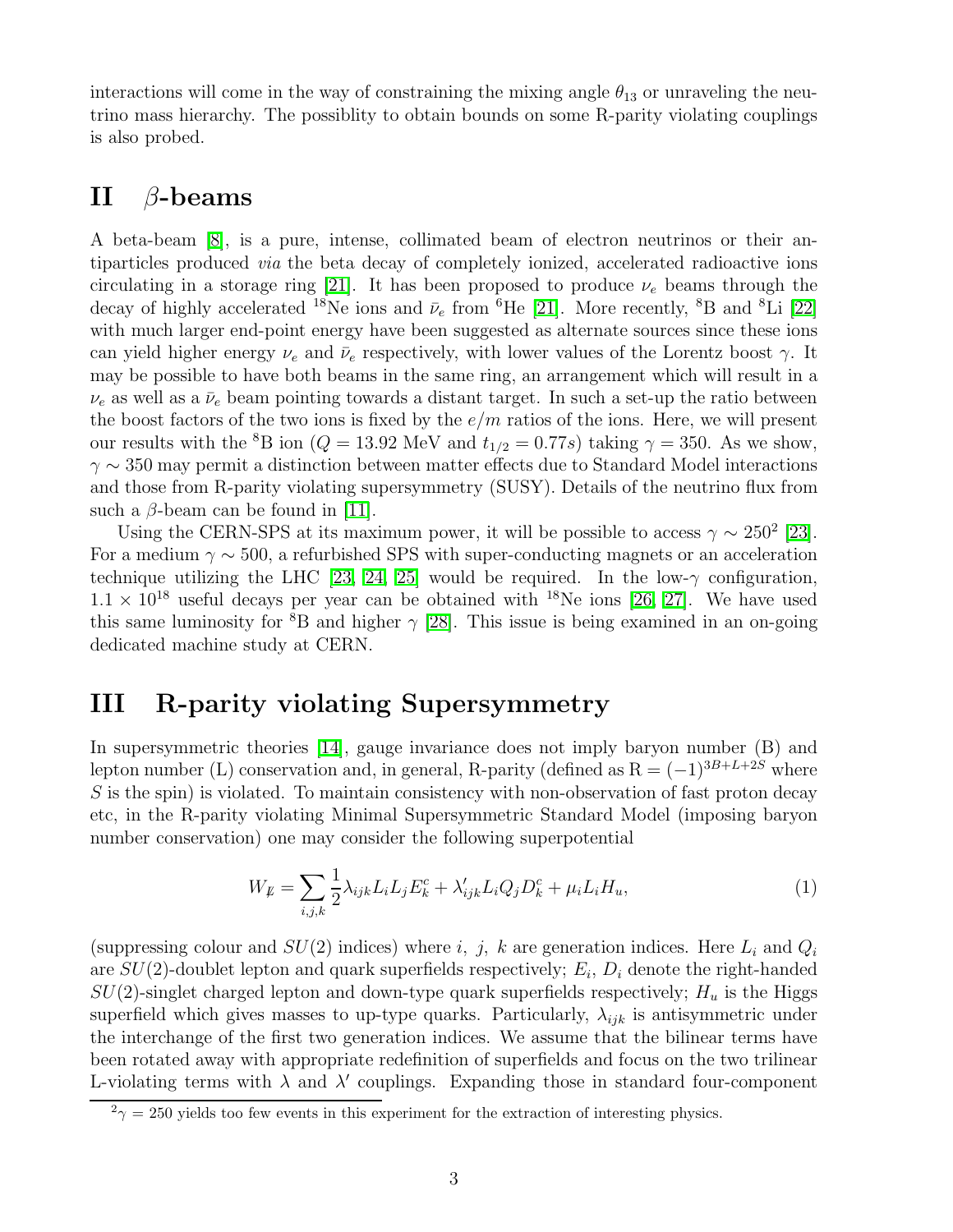interactions will come in the way of constraining the mixing angle $\theta_{13}$ or unraveling the neutrino mass hierarchy. The possiblity to obtain bounds on some R-parity violating couplings is also probed.

## II $\beta$-beams

A beta-beam [8], is a pure, intense, collimated beam of electron neutrinos or their antiparticles produced *via* the beta decay of completely ionized, accelerated radioactive ions circulating in a storage ring [21]. It has been proposed to produce $\nu_e$ beams through the decay of highly accelerated $^{18}$Ne ions and $\bar{\nu}_e$ from $^{6}$He [21]. More recently, $^{8}$B and $^{8}$Li [22] with much larger end-point energy have been suggested as alternate sources since these ions can yield higher energy $\nu_e$ and $\bar{\nu}_e$ respectively, with lower values of the Lorentz boost $\gamma$. It may be possible to have both beams in the same ring, an arrangement which will result in a $\nu_e$ as well as a $\bar{\nu}_e$ beam pointing towards a distant target. In such a set-up the ratio between the boost factors of the two ions is fixed by the $e/m$ ratios of the ions. Here, we will present our results with the $^{8}$B ion ($Q = 13.92$ MeV and $t_{1/2} = 0.77s$) taking $\gamma = 350$. As we show, $\gamma \sim 350$ may permit a distinction between matter effects due to Standard Model interactions and those from R-parity violating supersymmetry (SUSY). Details of the neutrino flux from such a $\beta$-beam can be found in [11].

Using the CERN-SPS at its maximum power, it will be possible to access $\gamma \sim 250$[2] [23]. For a medium $\gamma \sim 500$, a refurbished SPS with super-conducting magnets or an acceleration technique utilizing the LHC [23, 24, 25] would be required. In the low-$\gamma$ configuration, $1.1 \times 10^{18}$ useful decays per year can be obtained with $^{18}$Ne ions [26, 27]. We have used this same luminosity for $^{8}$B and higher $\gamma$ [28]. This issue is being examined in an on-going dedicated machine study at CERN.

## III R-parity violating Supersymmetry

In supersymmetric theories [14], gauge invariance does not imply baryon number (B) and lepton number (L) conservation and, in general, R-parity (defined as $\mathrm{R} = (-1)^{3B+L+2S}$ where $S$ is the spin) is violated. To maintain consistency with non-observation of fast proton decay etc, in the R-parity violating Minimal Supersymmetric Standard Model (imposing baryon number conservation) one may consider the following superpotential

$$W_{\not{L}} = \sum_{i,j,k} \frac{1}{2}\lambda_{ijk} L_i L_j E_k^c + \lambda'_{ijk} L_i Q_j D_k^c + \mu_i L_i H_u, \tag{1}$$

(suppressing colour and $SU(2)$ indices) where $i,\ j,\ k$ are generation indices. Here $L_i$ and $Q_i$ are $SU(2)$-doublet lepton and quark superfields respectively; $E_i$, $D_i$ denote the right-handed $SU(2)$-singlet charged lepton and down-type quark superfields respectively; $H_u$ is the Higgs superfield which gives masses to up-type quarks. Particularly, $\lambda_{ijk}$ is antisymmetric under the interchange of the first two generation indices. We assume that the bilinear terms have been rotated away with appropriate redefinition of superfields and focus on the two trilinear L-violating terms with $\lambda$ and $\lambda'$ couplings. Expanding those in standard four-component

[2] $\gamma = 250$ yields too few events in this experiment for the extraction of interesting physics.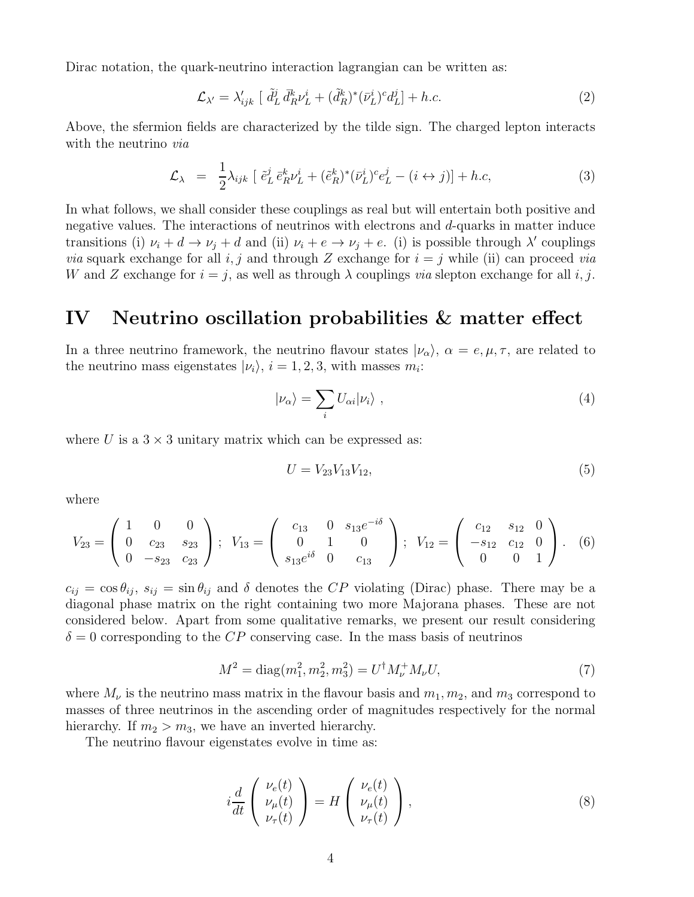Dirac notation, the quark-neutrino interaction lagrangian can be written as:

$$\mathcal{L}_{\lambda'} = \lambda'_{ijk} \ [ \ \tilde{d}^j_L \, \bar{d}^k_R \nu^i_L + (\tilde{d}^k_R)^* (\bar{\nu}^i_L)^c d^j_L ] + h.c. \tag{2}$$

Above, the sfermion fields are characterized by the tilde sign. The charged lepton interacts with the neutrino *via*

$$\mathcal{L}_{\lambda} \ = \ \frac{1}{2} \lambda_{ijk} \ [ \ \tilde{e}^j_L \, \bar{e}^k_R \nu^i_L + (\tilde{e}^k_R)^* (\bar{\nu}^i_L)^c e^j_L - (i \leftrightarrow j) ] + h.c, \tag{3}$$

In what follows, we shall consider these couplings as real but will entertain both positive and negative values. The interactions of neutrinos with electrons and $d$-quarks in matter induce transitions (i) $\nu_i + d \to \nu_j + d$ and (ii) $\nu_i + e \to \nu_j + e$. (i) is possible through $\lambda'$ couplings *via* squark exchange for all $i, j$ and through $Z$ exchange for $i = j$ while (ii) can proceed *via* $W$ and $Z$ exchange for $i = j$, as well as through $\lambda$ couplings *via* slepton exchange for all $i, j$.

# IV Neutrino oscillation probabilities & matter effect

In a three neutrino framework, the neutrino flavour states $|\nu_\alpha\rangle$, $\alpha = e, \mu, \tau$, are related to the neutrino mass eigenstates $|\nu_i\rangle$, $i = 1, 2, 3$, with masses $m_i$:

$$|\nu_\alpha\rangle = \sum_i U_{\alpha i} |\nu_i\rangle \ , \tag{4}$$

where $U$ is a $3 \times 3$ unitary matrix which can be expressed as:

$$U = V_{23} V_{13} V_{12}, \tag{5}$$

where

$$V_{23} = \begin{pmatrix} 1 & 0 & 0 \\ 0 & c_{23} & s_{23} \\ 0 & -s_{23} & c_{23} \end{pmatrix} ; \ V_{13} = \begin{pmatrix} c_{13} & 0 & s_{13} e^{-i\delta} \\ 0 & 1 & 0 \\ s_{13} e^{i\delta} & 0 & c_{13} \end{pmatrix} ; \ V_{12} = \begin{pmatrix} c_{12} & s_{12} & 0 \\ -s_{12} & c_{12} & 0 \\ 0 & 0 & 1 \end{pmatrix} . \tag{6}$$

$c_{ij} = \cos\theta_{ij}$, $s_{ij} = \sin\theta_{ij}$ and $\delta$ denotes the $CP$ violating (Dirac) phase. There may be a diagonal phase matrix on the right containing two more Majorana phases. These are not considered below. Apart from some qualitative remarks, we present our result considering $\delta = 0$ corresponding to the $CP$ conserving case. In the mass basis of neutrinos

$$M^2 = \mathrm{diag}(m_1^2, m_2^2, m_3^2) = U^\dagger M_\nu^+ M_\nu U, \tag{7}$$

where $M_\nu$ is the neutrino mass matrix in the flavour basis and $m_1, m_2$, and $m_3$ correspond to masses of three neutrinos in the ascending order of magnitudes respectively for the normal hierarchy. If $m_2 > m_3$, we have an inverted hierarchy.

The neutrino flavour eigenstates evolve in time as:

$$i \frac{d}{dt} \begin{pmatrix} \nu_e(t) \\ \nu_\mu(t) \\ \nu_\tau(t) \end{pmatrix} = H \begin{pmatrix} \nu_e(t) \\ \nu_\mu(t) \\ \nu_\tau(t) \end{pmatrix} , \tag{8}$$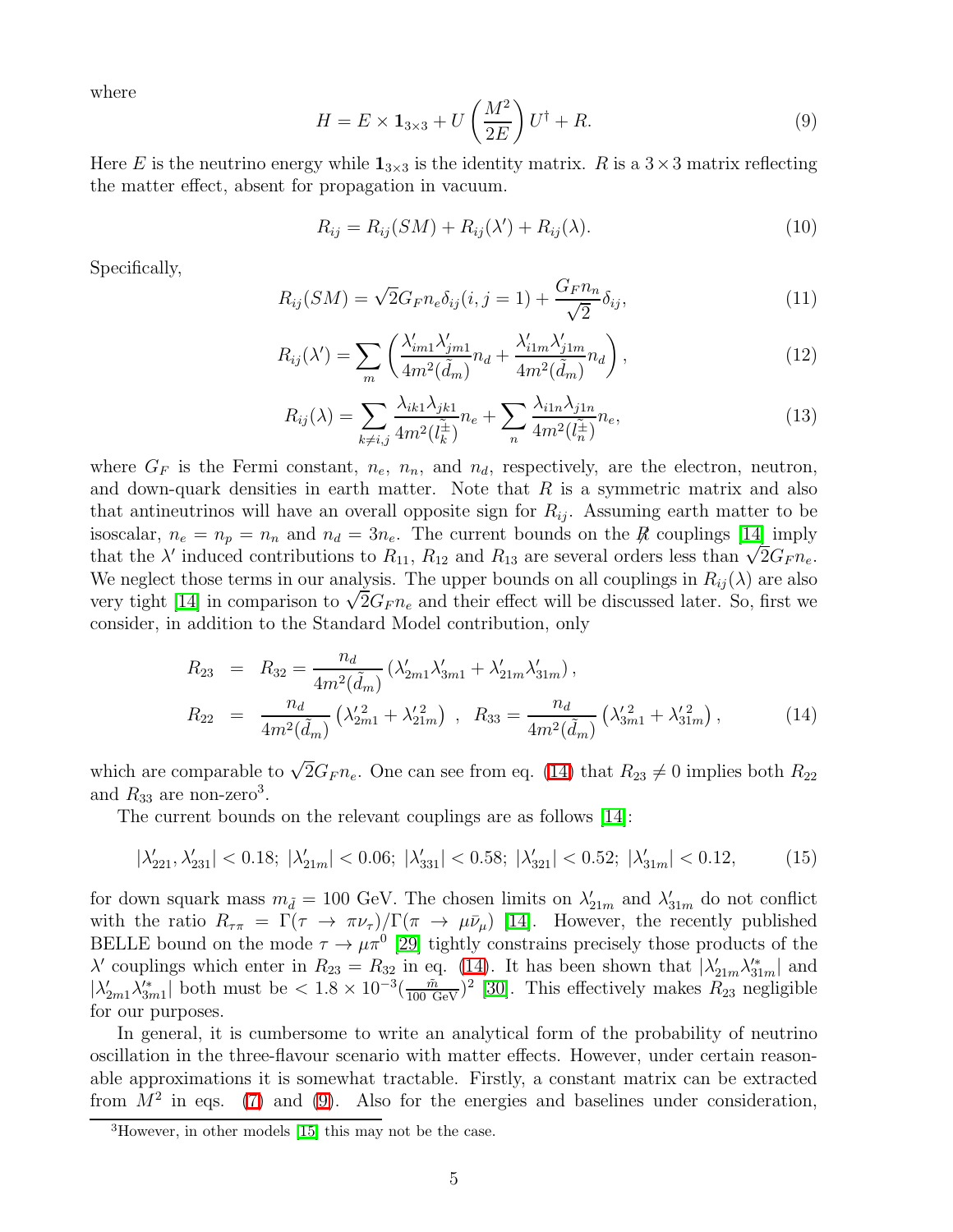where

$$H = E \times \mathbf{1}_{3\times 3} + U \left(\frac{M^2}{2E}\right) U^\dagger + R. \tag{9}$$

Here $E$ is the neutrino energy while $\mathbf{1}_{3\times 3}$ is the identity matrix. $R$ is a $3\times 3$ matrix reflecting the matter effect, absent for propagation in vacuum.

$$R_{ij} = R_{ij}(SM) + R_{ij}(\lambda') + R_{ij}(\lambda). \tag{10}$$

Specifically,

$$R_{ij}(SM) = \sqrt{2} G_F n_e \delta_{ij}(i,j=1) + \frac{G_F n_n}{\sqrt{2}} \delta_{ij}, \tag{11}$$

$$R_{ij}(\lambda') = \sum_m \left( \frac{\lambda'_{im1}\lambda'_{jm1}}{4m^2(\tilde{d}_m)} n_d + \frac{\lambda'_{i1m}\lambda'_{j1m}}{4m^2(\tilde{d}_m)} n_d \right), \tag{12}$$

$$R_{ij}(\lambda) = \sum_{k\neq i,j} \frac{\lambda_{ik1}\lambda_{jk1}}{4m^2(\tilde{l}_k^{\pm})} n_e + \sum_n \frac{\lambda_{i1n}\lambda_{j1n}}{4m^2(\tilde{l}_n^{\pm})} n_e, \tag{13}$$

where $G_F$ is the Fermi constant, $n_e$, $n_n$, and $n_d$, respectively, are the electron, neutron, and down-quark densities in earth matter. Note that $R$ is a symmetric matrix and also that antineutrinos will have an overall opposite sign for $R_{ij}$. Assuming earth matter to be isoscalar, $n_e = n_p = n_n$ and $n_d = 3n_e$. The current bounds on the $\not{R}$ couplings [14] imply that the $\lambda'$ induced contributions to $R_{11}$, $R_{12}$ and $R_{13}$ are several orders less than $\sqrt{2}G_F n_e$. We neglect those terms in our analysis. The upper bounds on all couplings in $R_{ij}(\lambda)$ are also very tight [14] in comparison to $\sqrt{2}G_F n_e$ and their effect will be discussed later. So, first we consider, in addition to the Standard Model contribution, only

$$\begin{aligned} R_{23} &= R_{32} = \frac{n_d}{4m^2(\tilde{d}_m)} \left(\lambda'_{2m1}\lambda'_{3m1} + \lambda'_{21m}\lambda'_{31m}\right), \\ R_{22} &= \frac{n_d}{4m^2(\tilde{d}_m)} \left(\lambda'^{\,2}_{2m1} + \lambda'^{\,2}_{21m}\right) \;,\;\; R_{33} = \frac{n_d}{4m^2(\tilde{d}_m)} \left(\lambda'^{\,2}_{3m1} + \lambda'^{\,2}_{31m}\right), \end{aligned} \tag{14}$$

which are comparable to $\sqrt{2}G_F n_e$. One can see from eq. (14) that $R_{23} \neq 0$ implies both $R_{22}$ and $R_{33}$ are non-zero[3].

The current bounds on the relevant couplings are as follows [14]:

$$|\lambda'_{221}, \lambda'_{231}| < 0.18;\; |\lambda'_{21m}| < 0.06;\; |\lambda'_{331}| < 0.58;\; |\lambda'_{321}| < 0.52;\; |\lambda'_{31m}| < 0.12, \tag{15}$$

for down squark mass $m_{\tilde{d}} = 100$ GeV. The chosen limits on $\lambda'_{21m}$ and $\lambda'_{31m}$ do not conflict with the ratio $R_{\tau\pi} = \Gamma(\tau \to \pi\nu_\tau)/\Gamma(\pi \to \mu\bar{\nu}_\mu)$ [14]. However, the recently published BELLE bound on the mode $\tau \to \mu\pi^0$ [29] tightly constrains precisely those products of the $\lambda'$ couplings which enter in $R_{23} = R_{32}$ in eq. (14). It has been shown that $|\lambda'_{21m}\lambda'^{*}_{31m}|$ and $|\lambda'_{2m1}\lambda'^{*}_{3m1}|$ both must be $< 1.8 \times 10^{-3} (\frac{\tilde{m}}{100 \text{ GeV}})^2$ [30]. This effectively makes $R_{23}$ negligible for our purposes.

In general, it is cumbersome to write an analytical form of the probability of neutrino oscillation in the three-flavour scenario with matter effects. However, under certain reasonable approximations it is somewhat tractable. Firstly, a constant matrix can be extracted from $M^2$ in eqs. (7) and (9). Also for the energies and baselines under consideration,

[3] However, in other models [15] this may not be the case.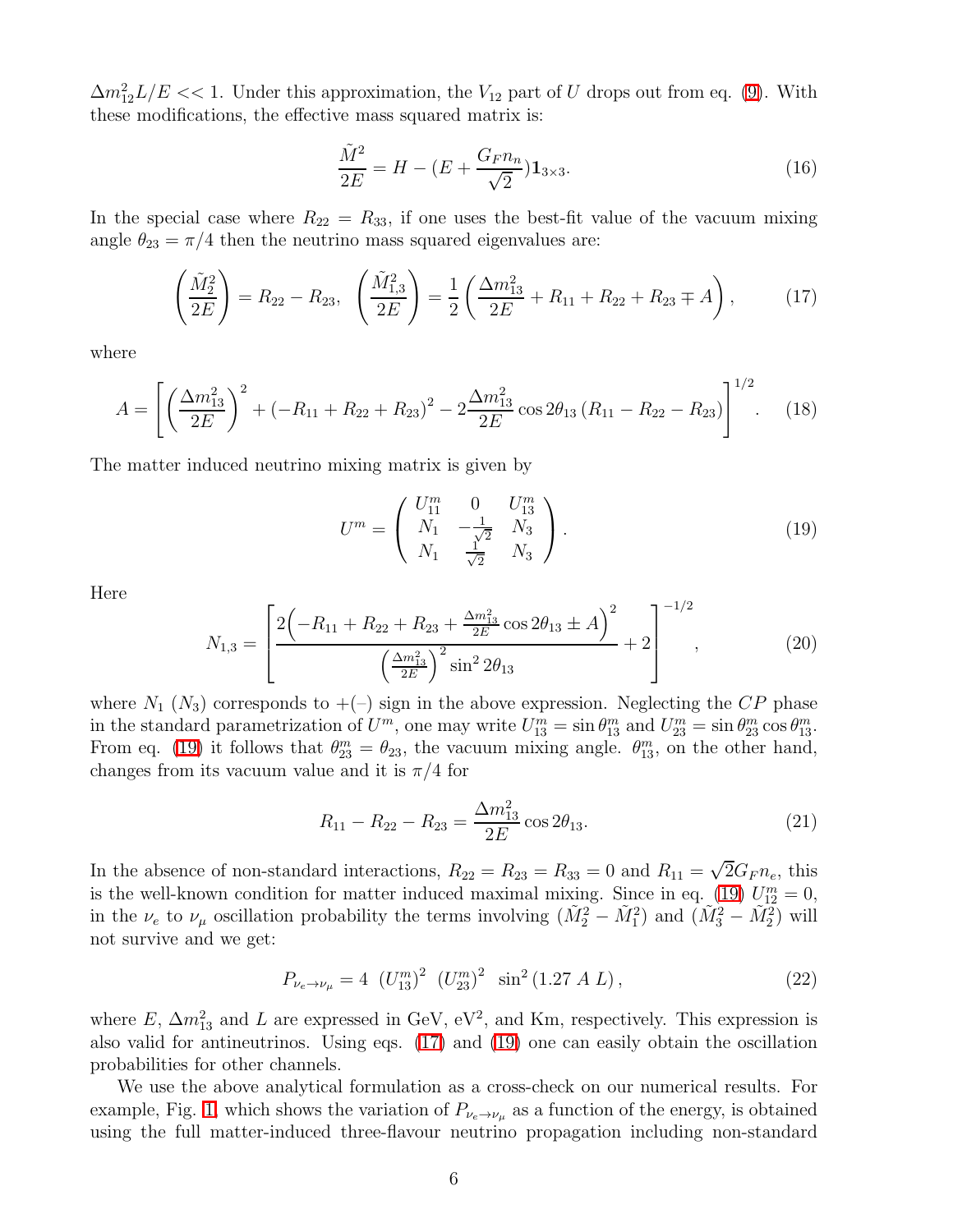$\Delta m_{12}^2 L/E << 1$. Under this approximation, the $V_{12}$ part of $U$ drops out from eq. (9). With these modifications, the effective mass squared matrix is:

$$\frac{\tilde{M}^2}{2E} = H - (E + \frac{G_F n_n}{\sqrt{2}})\mathbf{1}_{3\times 3}. \tag{16}$$

In the special case where $R_{22} = R_{33}$, if one uses the best-fit value of the vacuum mixing angle $\theta_{23} = \pi/4$ then the neutrino mass squared eigenvalues are:

$$\left(\frac{\tilde{M}_2^2}{2E}\right) = R_{22} - R_{23}, \;\; \left(\frac{\tilde{M}_{1,3}^2}{2E}\right) = \frac{1}{2}\left(\frac{\Delta m_{13}^2}{2E} + R_{11} + R_{22} + R_{23} \mp A\right), \tag{17}$$

where

$$A = \left[\left(\frac{\Delta m_{13}^2}{2E}\right)^2 + (-R_{11} + R_{22} + R_{23})^2 - 2\frac{\Delta m_{13}^2}{2E}\cos 2\theta_{13}\,(R_{11} - R_{22} - R_{23})\right]^{1/2}. \tag{18}$$

The matter induced neutrino mixing matrix is given by

$$U^m = \begin{pmatrix} U_{11}^m & 0 & U_{13}^m \\ N_1 & -\frac{1}{\sqrt{2}} & N_3 \\ N_1 & \frac{1}{\sqrt{2}} & N_3 \end{pmatrix}. \tag{19}$$

Here

$$N_{1,3} = \left[\frac{2\Big(-R_{11} + R_{22} + R_{23} + \frac{\Delta m_{13}^2}{2E}\cos 2\theta_{13} \pm A\Big)^2}{\left(\frac{\Delta m_{13}^2}{2E}\right)^2 \sin^2 2\theta_{13}} + 2\right]^{-1/2}, \tag{20}$$

where $N_1$ ($N_3$) corresponds to $+(-)$ sign in the above expression. Neglecting the $CP$ phase in the standard parametrization of $U^m$, one may write $U_{13}^m = \sin\theta_{13}^m$ and $U_{23}^m = \sin\theta_{23}^m \cos\theta_{13}^m$. From eq. (19) it follows that $\theta_{23}^m = \theta_{23}$, the vacuum mixing angle. $\theta_{13}^m$, on the other hand, changes from its vacuum value and it is $\pi/4$ for

$$R_{11} - R_{22} - R_{23} = \frac{\Delta m_{13}^2}{2E}\cos 2\theta_{13}. \tag{21}$$

In the absence of non-standard interactions, $R_{22} = R_{23} = R_{33} = 0$ and $R_{11} = \sqrt{2}G_F n_e$, this is the well-known condition for matter induced maximal mixing. Since in eq. (19) $U_{12}^m = 0$, in the $\nu_e$ to $\nu_\mu$ oscillation probability the terms involving $(\tilde{M}_2^2 - \tilde{M}_1^2)$ and $(\tilde{M}_3^2 - \tilde{M}_2^2)$ will not survive and we get:

$$P_{\nu_e \to \nu_\mu} = 4\;\left(U_{13}^m\right)^2\;\left(U_{23}^m\right)^2\;\sin^2(1.27\;A\;L), \tag{22}$$

where $E$, $\Delta m_{13}^2$ and $L$ are expressed in GeV, eV$^2$, and Km, respectively. This expression is also valid for antineutrinos. Using eqs. (17) and (19) one can easily obtain the oscillation probabilities for other channels.

We use the above analytical formulation as a cross-check on our numerical results. For example, Fig. 1 which shows the variation of $P_{\nu_e \to \nu_\mu}$ as a function of the energy, is obtained using the full matter-induced three-flavour neutrino propagation including non-standard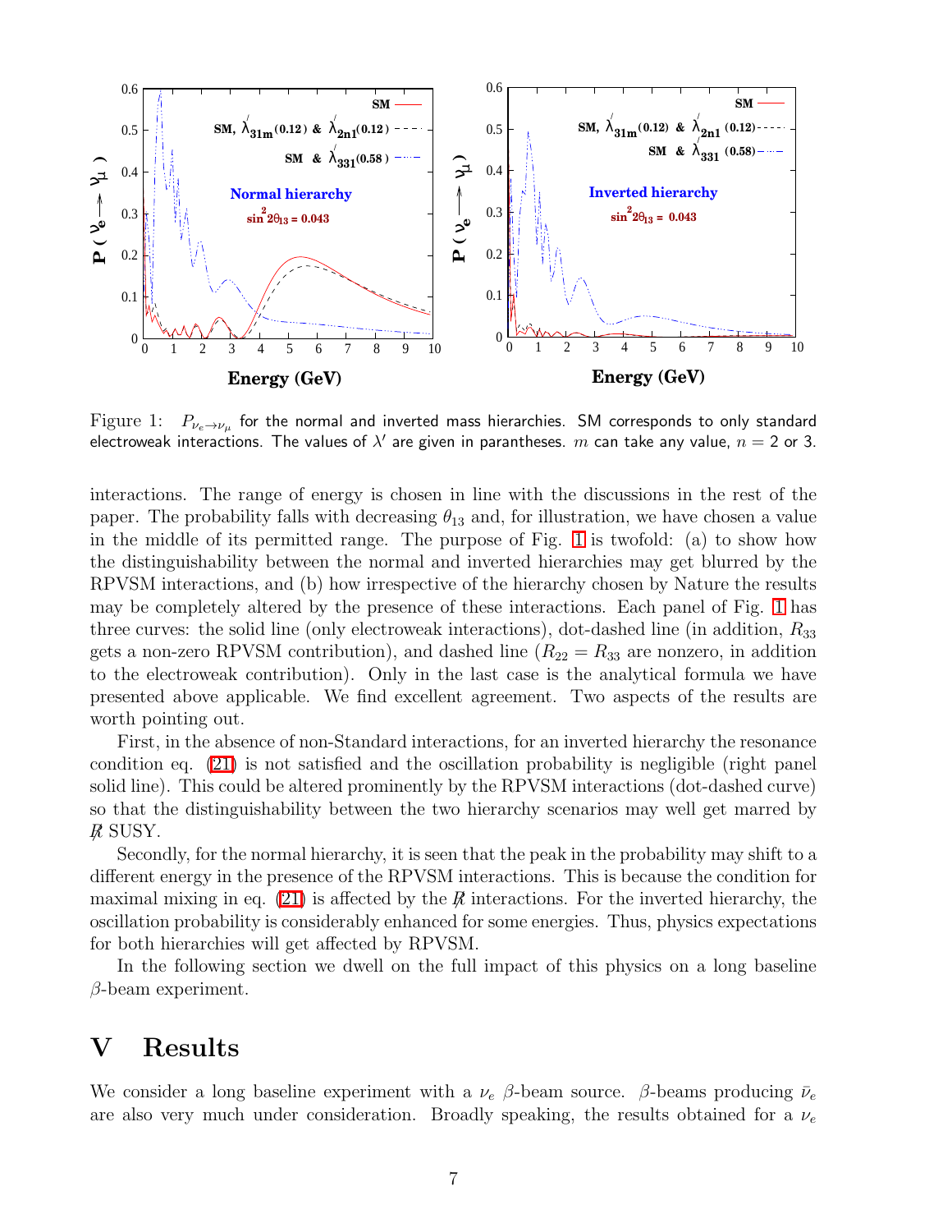Figure 1: $P_{\nu_e \to \nu_\mu}$ for the normal and inverted mass hierarchies. SM corresponds to only standard electroweak interactions. The values of $\lambda'$ are given in parantheses. $m$ can take any value, $n$ = 2 or 3.

interactions. The range of energy is chosen in line with the discussions in the rest of the paper. The probability falls with decreasing $\theta_{13}$ and, for illustration, we have chosen a value in the middle of its permitted range. The purpose of Fig. 1 is twofold: (a) to show how the distinguishability between the normal and inverted hierarchies may get blurred by the RPVSM interactions, and (b) how irrespective of the hierarchy chosen by Nature the results may be completely altered by the presence of these interactions. Each panel of Fig. 1 has three curves: the solid line (only electroweak interactions), dot-dashed line (in addition, $R_{33}$ gets a non-zero RPVSM contribution), and dashed line ($R_{22} = R_{33}$ are nonzero, in addition to the electroweak contribution). Only in the last case is the analytical formula we have presented above applicable. We find excellent agreement. Two aspects of the results are worth pointing out.

First, in the absence of non-Standard interactions, for an inverted hierarchy the resonance condition eq. (21) is not satisfied and the oscillation probability is negligible (right panel solid line). This could be altered prominently by the RPVSM interactions (dot-dashed curve) so that the distinguishability between the two hierarchy scenarios may well get marred by $\not{R}$ SUSY.

Secondly, for the normal hierarchy, it is seen that the peak in the probability may shift to a different energy in the presence of the RPVSM interactions. This is because the condition for maximal mixing in eq. (21) is affected by the $\not{R}$ interactions. For the inverted hierarchy, the oscillation probability is considerably enhanced for some energies. Thus, physics expectations for both hierarchies will get affected by RPVSM.

In the following section we dwell on the full impact of this physics on a long baseline $\beta$-beam experiment.

# V Results

We consider a long baseline experiment with a $\nu_e$ $\beta$-beam source. $\beta$-beams producing $\bar{\nu}_e$ are also very much under consideration. Broadly speaking, the results obtained for a $\nu_e$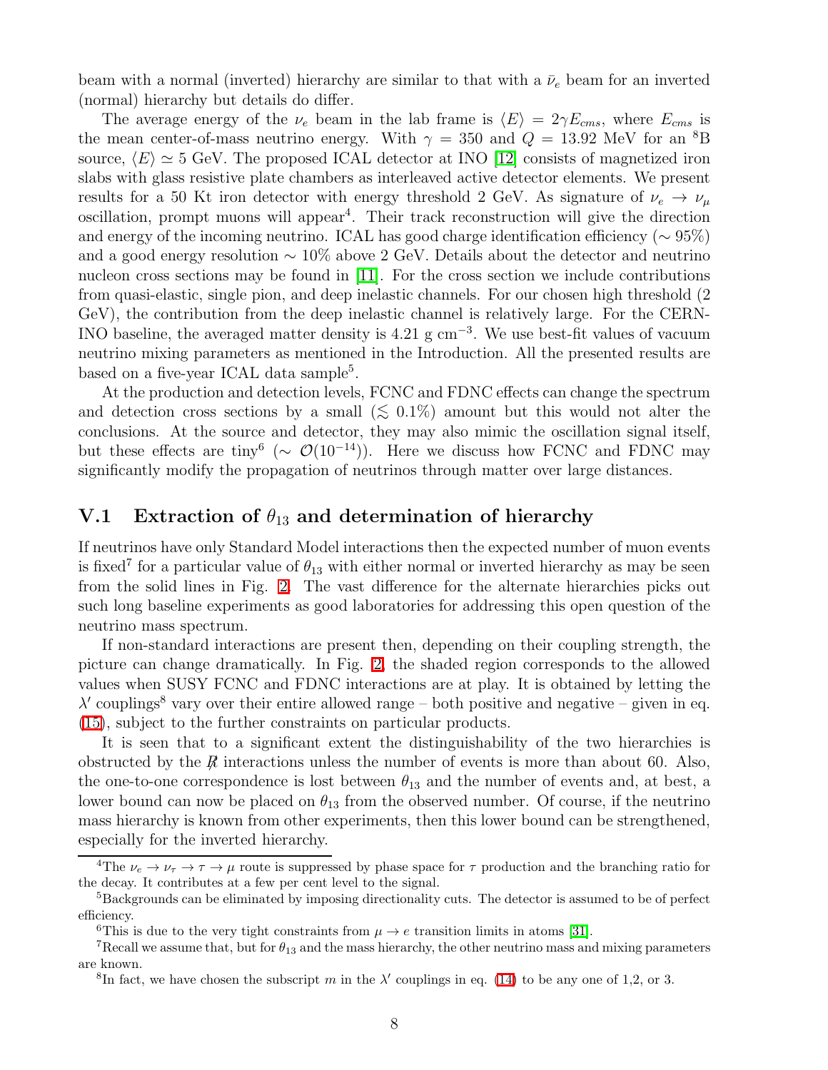beam with a normal (inverted) hierarchy are similar to that with a $\bar{\nu}_e$ beam for an inverted (normal) hierarchy but details do differ.

The average energy of the $\nu_e$ beam in the lab frame is $\langle E \rangle = 2\gamma E_{cms}$, where $E_{cms}$ is the mean center-of-mass neutrino energy. With $\gamma = 350$ and $Q = 13.92$ MeV for an $^8$B source, $\langle E \rangle \simeq 5$ GeV. The proposed ICAL detector at INO [12] consists of magnetized iron slabs with glass resistive plate chambers as interleaved active detector elements. We present results for a 50 Kt iron detector with energy threshold 2 GeV. As signature of $\nu_e \to \nu_\mu$ oscillation, prompt muons will appear[4]. Their track reconstruction will give the direction and energy of the incoming neutrino. ICAL has good charge identification efficiency ($\sim 95\%$) and a good energy resolution $\sim 10\%$ above 2 GeV. Details about the detector and neutrino nucleon cross sections may be found in [11]. For the cross section we include contributions from quasi-elastic, single pion, and deep inelastic channels. For our chosen high threshold (2 GeV), the contribution from the deep inelastic channel is relatively large. For the CERN-INO baseline, the averaged matter density is 4.21 g cm$^{-3}$. We use best-fit values of vacuum neutrino mixing parameters as mentioned in the Introduction. All the presented results are based on a five-year ICAL data sample[5].

At the production and detection levels, FCNC and FDNC effects can change the spectrum and detection cross sections by a small ($\lesssim 0.1\%$) amount but this would not alter the conclusions. At the source and detector, they may also mimic the oscillation signal itself, but these effects are tiny[6] ($\sim \mathcal{O}(10^{-14})$). Here we discuss how FCNC and FDNC may significantly modify the propagation of neutrinos through matter over large distances.

## V.1 Extraction of $\theta_{13}$ and determination of hierarchy

If neutrinos have only Standard Model interactions then the expected number of muon events is fixed[7] for a particular value of $\theta_{13}$ with either normal or inverted hierarchy as may be seen from the solid lines in Fig. 2. The vast difference for the alternate hierarchies picks out such long baseline experiments as good laboratories for addressing this open question of the neutrino mass spectrum.

If non-standard interactions are present then, depending on their coupling strength, the picture can change dramatically. In Fig. 2, the shaded region corresponds to the allowed values when SUSY FCNC and FDNC interactions are at play. It is obtained by letting the $\lambda'$ couplings[8] vary over their entire allowed range – both positive and negative – given in eq. (15), subject to the further constraints on particular products.

It is seen that to a significant extent the distinguishability of the two hierarchies is obstructed by the $\not{R}$ interactions unless the number of events is more than about 60. Also, the one-to-one correspondence is lost between $\theta_{13}$ and the number of events and, at best, a lower bound can now be placed on $\theta_{13}$ from the observed number. Of course, if the neutrino mass hierarchy is known from other experiments, then this lower bound can be strengthened, especially for the inverted hierarchy.

---

[4] The $\nu_e \to \nu_\tau \to \tau \to \mu$ route is suppressed by phase space for $\tau$ production and the branching ratio for the decay. It contributes at a few per cent level to the signal.

[5] Backgrounds can be eliminated by imposing directionality cuts. The detector is assumed to be of perfect efficiency.

[6] This is due to the very tight constraints from $\mu \to e$ transition limits in atoms [31].

[7] Recall we assume that, but for $\theta_{13}$ and the mass hierarchy, the other neutrino mass and mixing parameters are known.

[8] In fact, we have chosen the subscript $m$ in the $\lambda'$ couplings in eq. (14) to be any one of 1,2, or 3.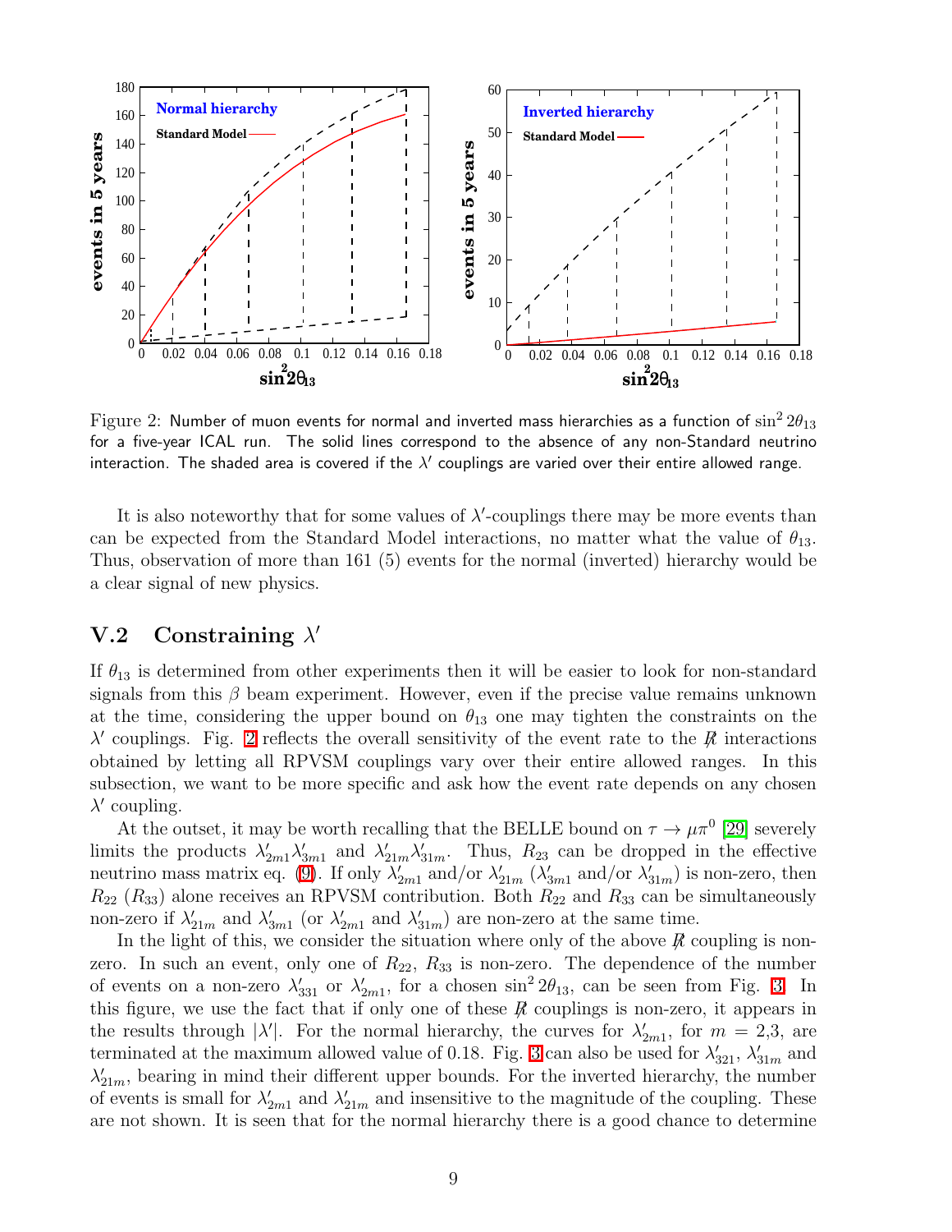Figure 2: Number of muon events for normal and inverted mass hierarchies as a function of $\sin^2 2\theta_{13}$ for a five-year ICAL run. The solid lines correspond to the absence of any non-Standard neutrino interaction. The shaded area is covered if the $\lambda'$ couplings are varied over their entire allowed range.

It is also noteworthy that for some values of $\lambda'$-couplings there may be more events than can be expected from the Standard Model interactions, no matter what the value of $\theta_{13}$. Thus, observation of more than 161 (5) events for the normal (inverted) hierarchy would be a clear signal of new physics.

## V.2 Constraining $\lambda'$

If $\theta_{13}$ is determined from other experiments then it will be easier to look for non-standard signals from this $\beta$ beam experiment. However, even if the precise value remains unknown at the time, considering the upper bound on $\theta_{13}$ one may tighten the constraints on the $\lambda'$ couplings. Fig. 2 reflects the overall sensitivity of the event rate to the $\not R$ interactions obtained by letting all RPVSM couplings vary over their entire allowed ranges. In this subsection, we want to be more specific and ask how the event rate depends on any chosen $\lambda'$ coupling.

At the outset, it may be worth recalling that the BELLE bound on $\tau \to \mu \pi^0$ [29] severely limits the products $\lambda'_{2m1}\lambda'_{3m1}$ and $\lambda'_{21m}\lambda'_{31m}$. Thus, $R_{23}$ can be dropped in the effective neutrino mass matrix eq. (9). If only $\lambda'_{2m1}$ and/or $\lambda'_{21m}$ ($\lambda'_{3m1}$ and/or $\lambda'_{31m}$) is non-zero, then $R_{22}$ ($R_{33}$) alone receives an RPVSM contribution. Both $R_{22}$ and $R_{33}$ can be simultaneously non-zero if $\lambda'_{21m}$ and $\lambda'_{3m1}$ (or $\lambda'_{2m1}$ and $\lambda'_{31m}$) are non-zero at the same time.

In the light of this, we consider the situation where only of the above $\not R$ coupling is non-zero. In such an event, only one of $R_{22}$, $R_{33}$ is non-zero. The dependence of the number of events on a non-zero $\lambda'_{331}$ or $\lambda'_{2m1}$, for a chosen $\sin^2 2\theta_{13}$, can be seen from Fig. 3. In this figure, we use the fact that if only one of these $\not R$ couplings is non-zero, it appears in the results through $|\lambda'|$. For the normal hierarchy, the curves for $\lambda'_{2m1}$, for $m$ = 2,3, are terminated at the maximum allowed value of 0.18. Fig. 3 can also be used for $\lambda'_{321}$, $\lambda'_{31m}$ and $\lambda'_{21m}$, bearing in mind their different upper bounds. For the inverted hierarchy, the number of events is small for $\lambda'_{2m1}$ and $\lambda'_{21m}$ and insensitive to the magnitude of the coupling. These are not shown. It is seen that for the normal hierarchy there is a good chance to determine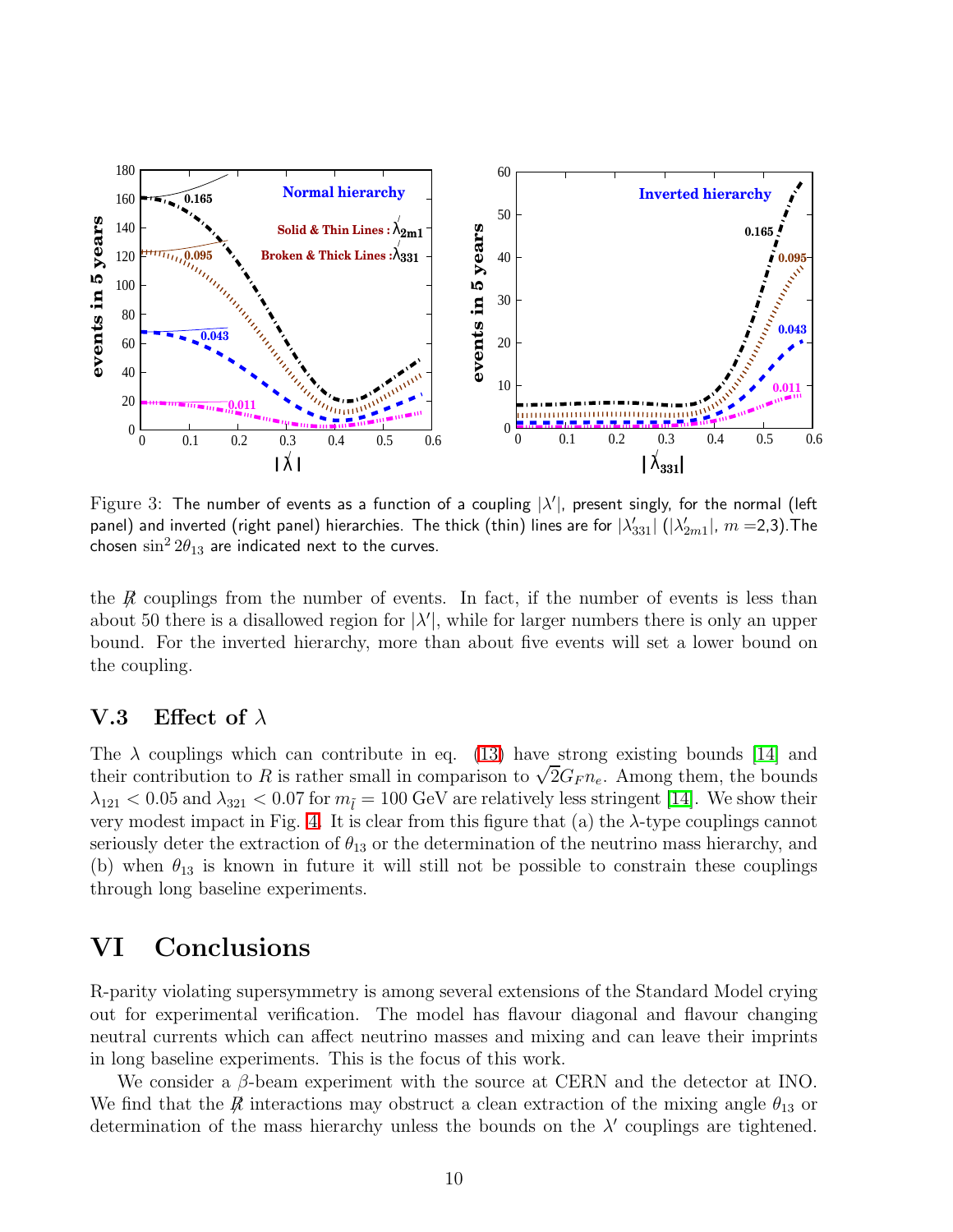Figure 3: The number of events as a function of a coupling $|\lambda'|$, present singly, for the normal (left panel) and inverted (right panel) hierarchies. The thick (thin) lines are for $|\lambda'_{331}|$ ($|\lambda'_{2m1}|$, $m$ =2,3).The chosen $\sin^2 2\theta_{13}$ are indicated next to the curves.

the $\not{R}$ couplings from the number of events. In fact, if the number of events is less than about 50 there is a disallowed region for $|\lambda'|$, while for larger numbers there is only an upper bound. For the inverted hierarchy, more than about five events will set a lower bound on the coupling.

### V.3 Effect of $\lambda$

The $\lambda$ couplings which can contribute in eq. (13) have strong existing bounds [14] and their contribution to $R$ is rather small in comparison to $\sqrt{2}G_F n_e$. Among them, the bounds $\lambda_{121} < 0.05$ and $\lambda_{321} < 0.07$ for $m_{\tilde{l}} = 100$ GeV are relatively less stringent [14]. We show their very modest impact in Fig. 4. It is clear from this figure that (a) the $\lambda$-type couplings cannot seriously deter the extraction of $\theta_{13}$ or the determination of the neutrino mass hierarchy, and (b) when $\theta_{13}$ is known in future it will still not be possible to constrain these couplings through long baseline experiments.

## VI Conclusions

R-parity violating supersymmetry is among several extensions of the Standard Model crying out for experimental verification. The model has flavour diagonal and flavour changing neutral currents which can affect neutrino masses and mixing and can leave their imprints in long baseline experiments. This is the focus of this work.

We consider a $\beta$-beam experiment with the source at CERN and the detector at INO. We find that the $\not{R}$ interactions may obstruct a clean extraction of the mixing angle $\theta_{13}$ or determination of the mass hierarchy unless the bounds on the $\lambda'$ couplings are tightened.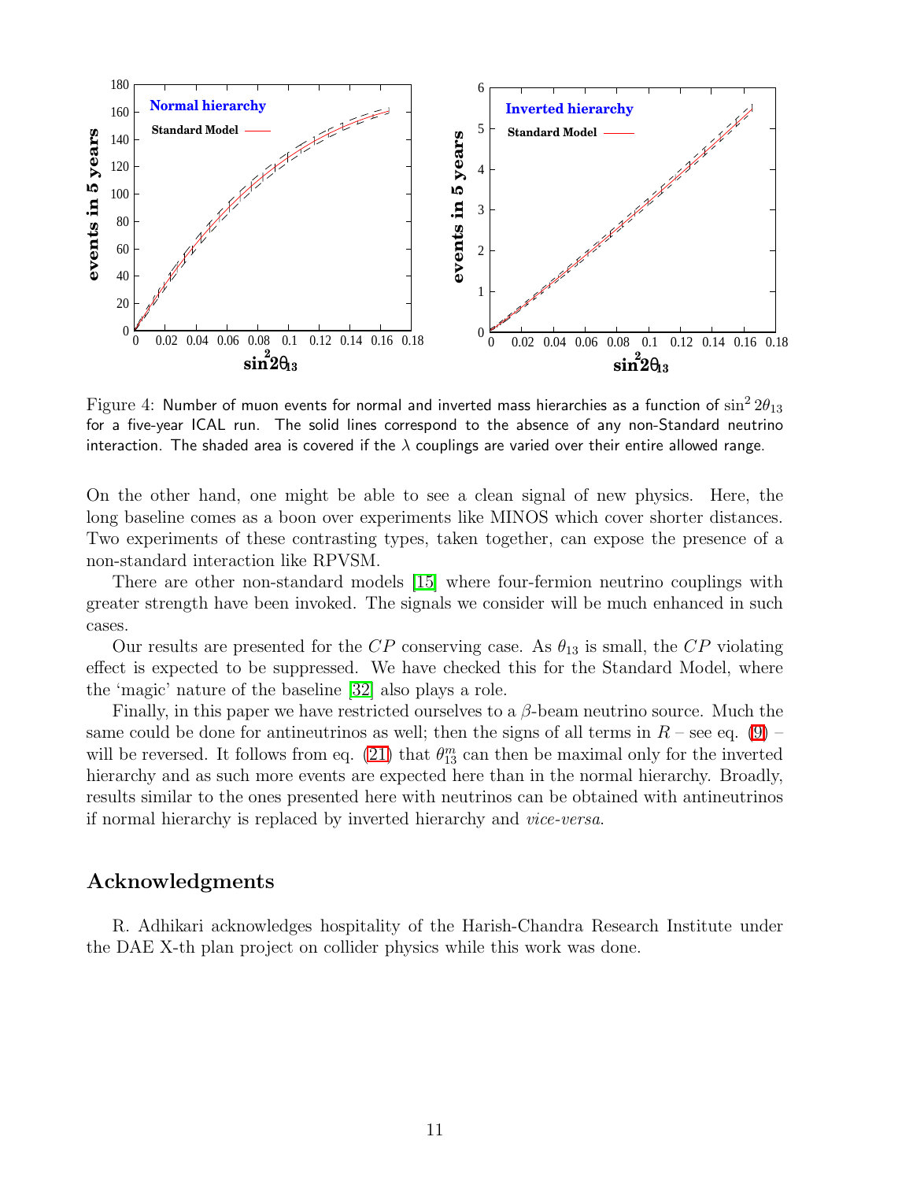Figure 4: Number of muon events for normal and inverted mass hierarchies as a function of $\sin^2 2\theta_{13}$ for a five-year ICAL run. The solid lines correspond to the absence of any non-Standard neutrino interaction. The shaded area is covered if the $\lambda$ couplings are varied over their entire allowed range.

On the other hand, one might be able to see a clean signal of new physics. Here, the long baseline comes as a boon over experiments like MINOS which cover shorter distances. Two experiments of these contrasting types, taken together, can expose the presence of a non-standard interaction like RPVSM.

There are other non-standard models [15] where four-fermion neutrino couplings with greater strength have been invoked. The signals we consider will be much enhanced in such cases.

Our results are presented for the $CP$ conserving case. As $\theta_{13}$ is small, the $CP$ violating effect is expected to be suppressed. We have checked this for the Standard Model, where the 'magic' nature of the baseline [32] also plays a role.

Finally, in this paper we have restricted ourselves to a $\beta$-beam neutrino source. Much the same could be done for antineutrinos as well; then the signs of all terms in $R$ – see eq. (9) – will be reversed. It follows from eq. (21) that $\theta_{13}^m$ can then be maximal only for the inverted hierarchy and as such more events are expected here than in the normal hierarchy. Broadly, results similar to the ones presented here with neutrinos can be obtained with antineutrinos if normal hierarchy is replaced by inverted hierarchy and *vice-versa*.

## Acknowledgments

R. Adhikari acknowledges hospitality of the Harish-Chandra Research Institute under the DAE X-th plan project on collider physics while this work was done.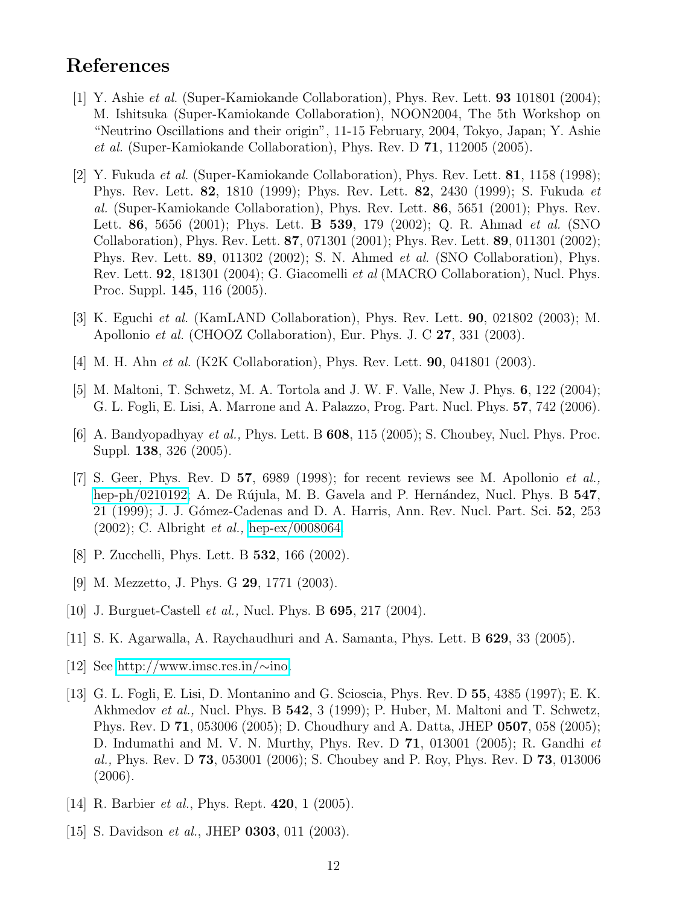# References

[1] Y. Ashie *et al.* (Super-Kamiokande Collaboration), Phys. Rev. Lett. **93** 101801 (2004); M. Ishitsuka (Super-Kamiokande Collaboration), NOON2004, The 5th Workshop on "Neutrino Oscillations and their origin", 11-15 February, 2004, Tokyo, Japan; Y. Ashie *et al.* (Super-Kamiokande Collaboration), Phys. Rev. D **71**, 112005 (2005).

[2] Y. Fukuda *et al.* (Super-Kamiokande Collaboration), Phys. Rev. Lett. **81**, 1158 (1998); Phys. Rev. Lett. **82**, 1810 (1999); Phys. Rev. Lett. **82**, 2430 (1999); S. Fukuda *et al.* (Super-Kamiokande Collaboration), Phys. Rev. Lett. **86**, 5651 (2001); Phys. Rev. Lett. **86**, 5656 (2001); Phys. Lett. **B 539**, 179 (2002); Q. R. Ahmad *et al.* (SNO Collaboration), Phys. Rev. Lett. **87**, 071301 (2001); Phys. Rev. Lett. **89**, 011301 (2002); Phys. Rev. Lett. **89**, 011302 (2002); S. N. Ahmed *et al.* (SNO Collaboration), Phys. Rev. Lett. **92**, 181301 (2004); G. Giacomelli *et al* (MACRO Collaboration), Nucl. Phys. Proc. Suppl. **145**, 116 (2005).

[3] K. Eguchi *et al.* (KamLAND Collaboration), Phys. Rev. Lett. **90**, 021802 (2003); M. Apollonio *et al.* (CHOOZ Collaboration), Eur. Phys. J. C **27**, 331 (2003).

[4] M. H. Ahn *et al.* (K2K Collaboration), Phys. Rev. Lett. **90**, 041801 (2003).

[5] M. Maltoni, T. Schwetz, M. A. Tortola and J. W. F. Valle, New J. Phys. **6**, 122 (2004); G. L. Fogli, E. Lisi, A. Marrone and A. Palazzo, Prog. Part. Nucl. Phys. **57**, 742 (2006).

[6] A. Bandyopadhyay *et al.,* Phys. Lett. B **608**, 115 (2005); S. Choubey, Nucl. Phys. Proc. Suppl. **138**, 326 (2005).

[7] S. Geer, Phys. Rev. D **57**, 6989 (1998); for recent reviews see M. Apollonio *et al.,* hep-ph/0210192; A. De Rújula, M. B. Gavela and P. Hernández, Nucl. Phys. B **547**, 21 (1999); J. J. Gómez-Cadenas and D. A. Harris, Ann. Rev. Nucl. Part. Sci. **52**, 253 (2002); C. Albright *et al.,* hep-ex/0008064.

[8] P. Zucchelli, Phys. Lett. B **532**, 166 (2002).

[9] M. Mezzetto, J. Phys. G **29**, 1771 (2003).

[10] J. Burguet-Castell *et al.,* Nucl. Phys. B **695**, 217 (2004).

[11] S. K. Agarwalla, A. Raychaudhuri and A. Samanta, Phys. Lett. B **629**, 33 (2005).

[12] See http://www.imsc.res.in/∼ino.

[13] G. L. Fogli, E. Lisi, D. Montanino and G. Scioscia, Phys. Rev. D **55**, 4385 (1997); E. K. Akhmedov *et al.,* Nucl. Phys. B **542**, 3 (1999); P. Huber, M. Maltoni and T. Schwetz, Phys. Rev. D **71**, 053006 (2005); D. Choudhury and A. Datta, JHEP **0507**, 058 (2005); D. Indumathi and M. V. N. Murthy, Phys. Rev. D **71**, 013001 (2005); R. Gandhi *et al.,* Phys. Rev. D **73**, 053001 (2006); S. Choubey and P. Roy, Phys. Rev. D **73**, 013006 (2006).

[14] R. Barbier *et al.*, Phys. Rept. **420**, 1 (2005).

[15] S. Davidson *et al.*, JHEP **0303**, 011 (2003).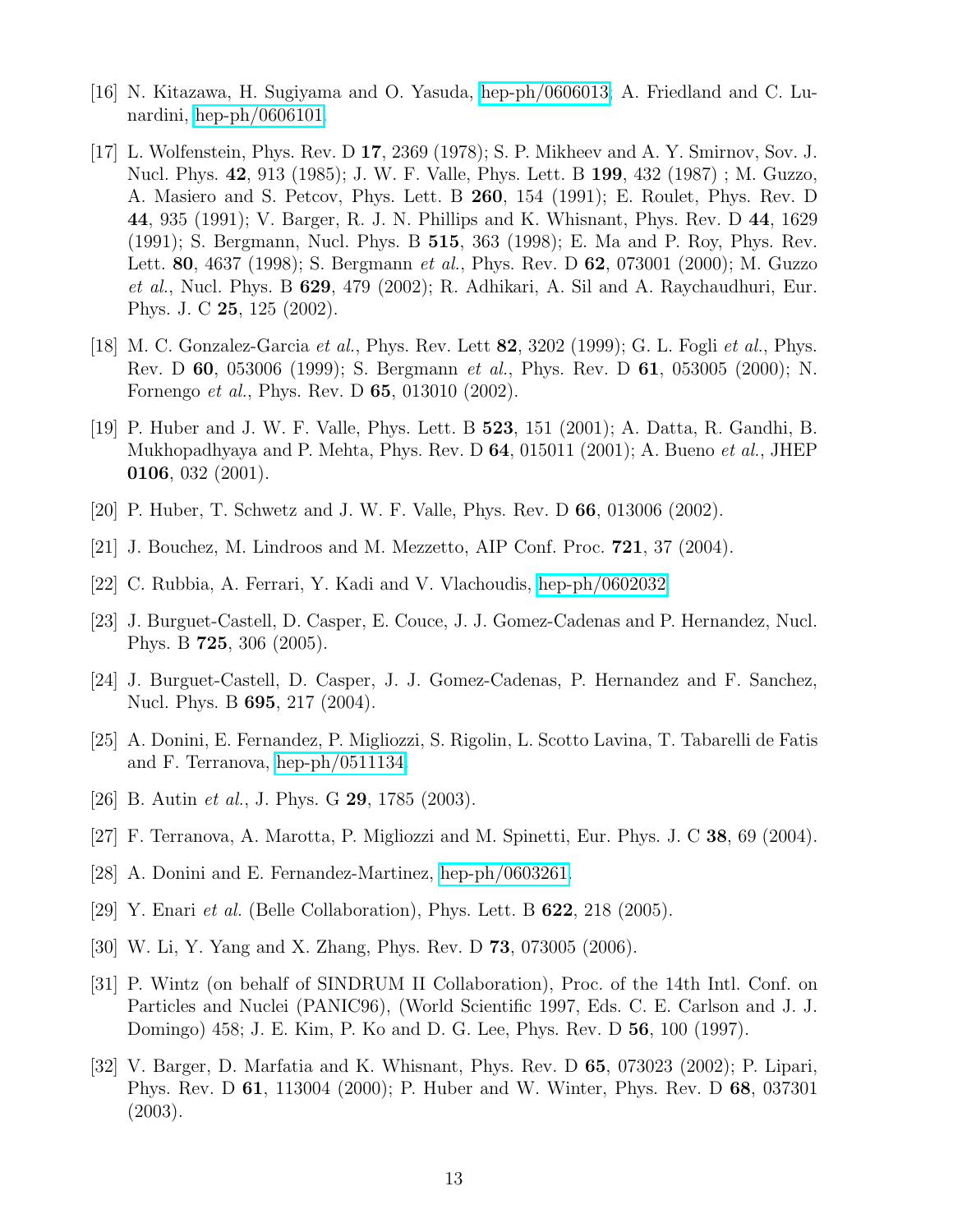[16] N. Kitazawa, H. Sugiyama and O. Yasuda, hep-ph/0606013; A. Friedland and C. Lunardini, hep-ph/0606101.

[17] L. Wolfenstein, Phys. Rev. D **17**, 2369 (1978); S. P. Mikheev and A. Y. Smirnov, Sov. J. Nucl. Phys. **42**, 913 (1985); J. W. F. Valle, Phys. Lett. B **199**, 432 (1987) ; M. Guzzo, A. Masiero and S. Petcov, Phys. Lett. B **260**, 154 (1991); E. Roulet, Phys. Rev. D **44**, 935 (1991); V. Barger, R. J. N. Phillips and K. Whisnant, Phys. Rev. D **44**, 1629 (1991); S. Bergmann, Nucl. Phys. B **515**, 363 (1998); E. Ma and P. Roy, Phys. Rev. Lett. **80**, 4637 (1998); S. Bergmann *et al.*, Phys. Rev. D **62**, 073001 (2000); M. Guzzo *et al.*, Nucl. Phys. B **629**, 479 (2002); R. Adhikari, A. Sil and A. Raychaudhuri, Eur. Phys. J. C **25**, 125 (2002).

[18] M. C. Gonzalez-Garcia *et al.*, Phys. Rev. Lett **82**, 3202 (1999); G. L. Fogli *et al.*, Phys. Rev. D **60**, 053006 (1999); S. Bergmann *et al.*, Phys. Rev. D **61**, 053005 (2000); N. Fornengo *et al.*, Phys. Rev. D **65**, 013010 (2002).

[19] P. Huber and J. W. F. Valle, Phys. Lett. B **523**, 151 (2001); A. Datta, R. Gandhi, B. Mukhopadhyaya and P. Mehta, Phys. Rev. D **64**, 015011 (2001); A. Bueno *et al.*, JHEP **0106**, 032 (2001).

[20] P. Huber, T. Schwetz and J. W. F. Valle, Phys. Rev. D **66**, 013006 (2002).

[21] J. Bouchez, M. Lindroos and M. Mezzetto, AIP Conf. Proc. **721**, 37 (2004).

[22] C. Rubbia, A. Ferrari, Y. Kadi and V. Vlachoudis, hep-ph/0602032.

[23] J. Burguet-Castell, D. Casper, E. Couce, J. J. Gomez-Cadenas and P. Hernandez, Nucl. Phys. B **725**, 306 (2005).

[24] J. Burguet-Castell, D. Casper, J. J. Gomez-Cadenas, P. Hernandez and F. Sanchez, Nucl. Phys. B **695**, 217 (2004).

[25] A. Donini, E. Fernandez, P. Migliozzi, S. Rigolin, L. Scotto Lavina, T. Tabarelli de Fatis and F. Terranova, hep-ph/0511134.

[26] B. Autin *et al.*, J. Phys. G **29**, 1785 (2003).

[27] F. Terranova, A. Marotta, P. Migliozzi and M. Spinetti, Eur. Phys. J. C **38**, 69 (2004).

[28] A. Donini and E. Fernandez-Martinez, hep-ph/0603261.

[29] Y. Enari *et al.* (Belle Collaboration), Phys. Lett. B **622**, 218 (2005).

[30] W. Li, Y. Yang and X. Zhang, Phys. Rev. D **73**, 073005 (2006).

[31] P. Wintz (on behalf of SINDRUM II Collaboration), Proc. of the 14th Intl. Conf. on Particles and Nuclei (PANIC96), (World Scientific 1997, Eds. C. E. Carlson and J. J. Domingo) 458; J. E. Kim, P. Ko and D. G. Lee, Phys. Rev. D **56**, 100 (1997).

[32] V. Barger, D. Marfatia and K. Whisnant, Phys. Rev. D **65**, 073023 (2002); P. Lipari, Phys. Rev. D **61**, 113004 (2000); P. Huber and W. Winter, Phys. Rev. D **68**, 037301 (2003).